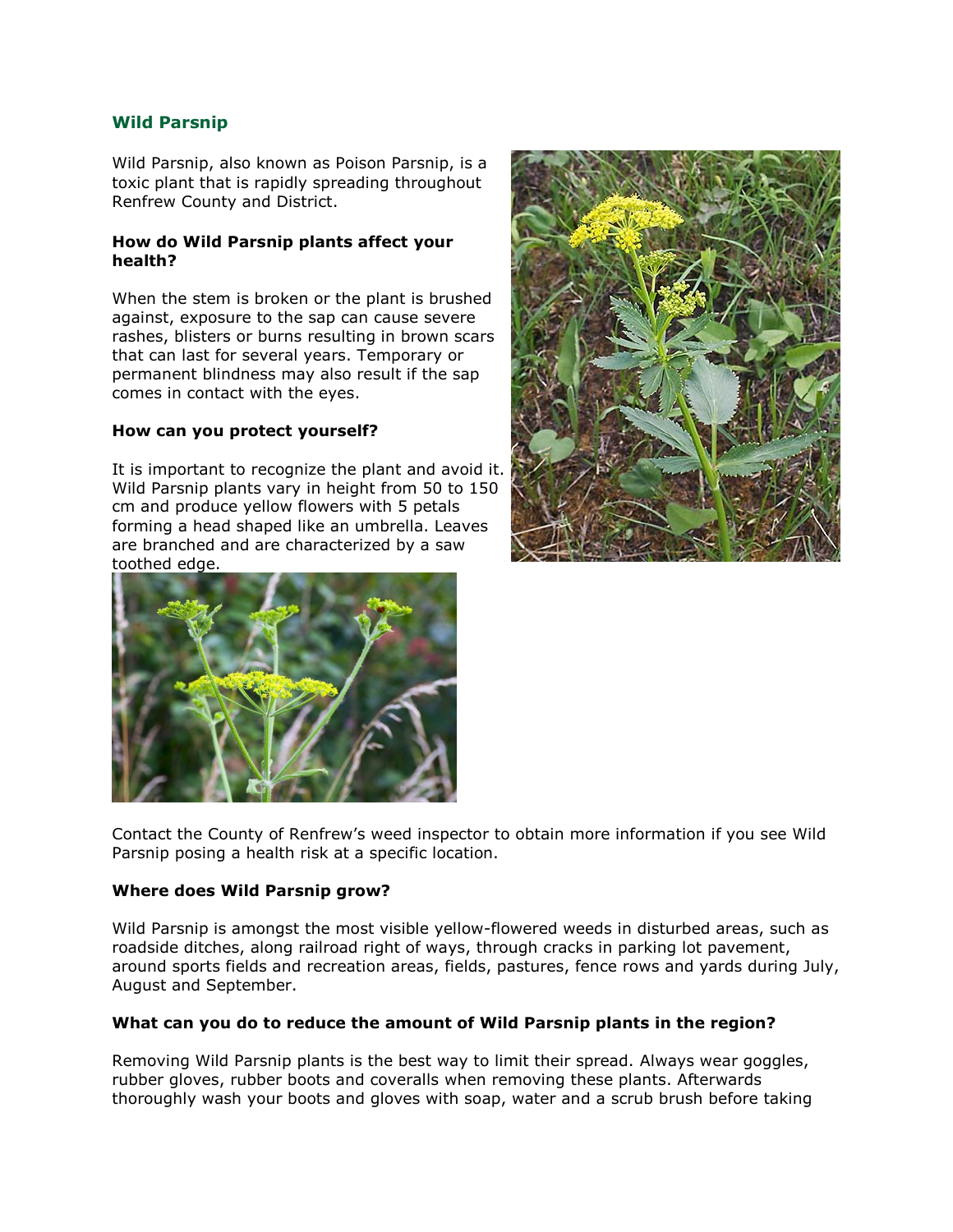## Wild Parsnip

Wild Parsnip, also known as Poison Parsnip, is a toxic plant that is rapidly spreading throughout Renfrew County and District.

**How do Wild Parsnip plants affect your health?**

When the stem is broken or the plant is brushed against, exposure to the sap can cause severe rashes, blisters or burns resulting in brown scars that can last for several years. Temporary or permanent blindness may also result if the sap comes in contact with the eyes.

**How can you protect yourself?**

It is important to recognize the plant and avoid it. Wild Parsnip plants vary in height from 50 to 150 cm and produce yellow flowers with 5 petals forming a head shaped like an umbrella. Leaves are branched and are characterized by a saw toothed edge.

Contact the County of Renfrew's weed inspector to obtain more information if you see Wild Parsnip posing a health risk at a specific location.

**Where does Wild Parsnip grow?**

Wild Parsnip is amongst the most visible yellow-flowered weeds in disturbed areas, such as roadside ditches, along railroad right of ways, through cracks in parking lot pavement, around sports fields and recreation areas, fields, pastures, fence rows and yards during July, August and September.

**What can you do to reduce the amount of Wild Parsnip plants in the region?**

Removing Wild Parsnip plants is the best way to limit their spread. Always wear goggles, rubber gloves, rubber boots and coveralls when removing these plants. Afterwards thoroughly wash your boots and gloves with soap, water and a scrub brush before taking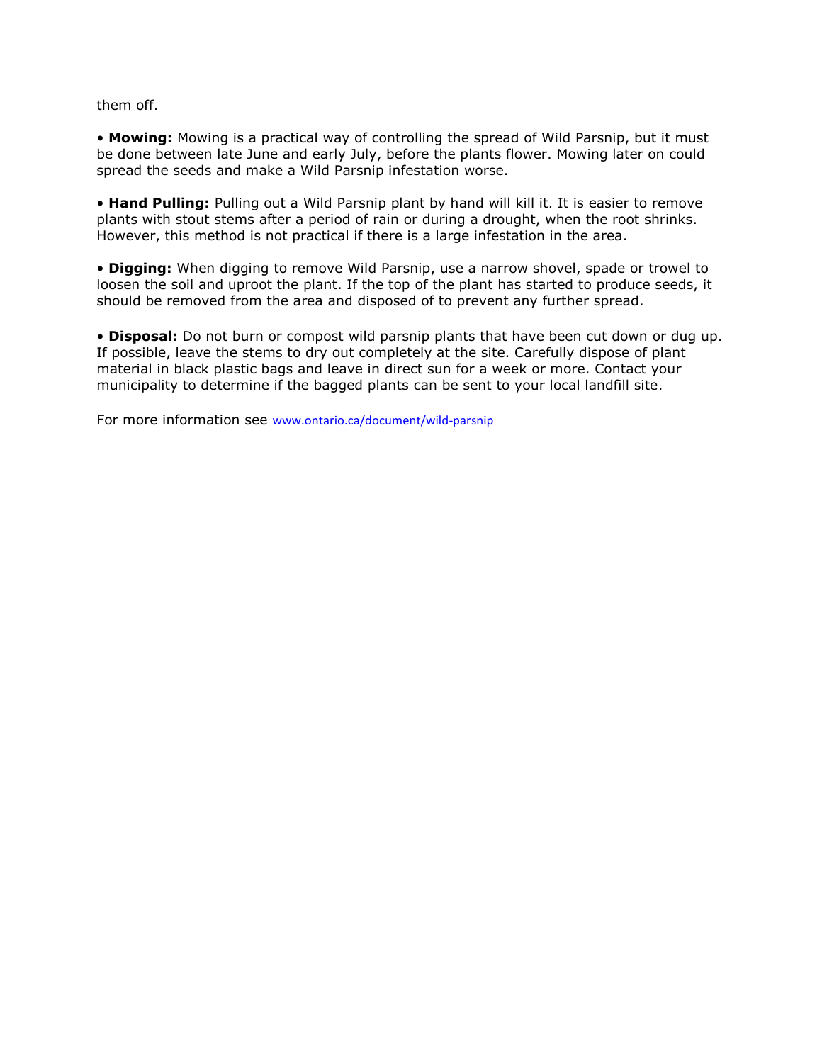them off.

• **Mowing:** Mowing is a practical way of controlling the spread of Wild Parsnip, but it must be done between late June and early July, before the plants flower. Mowing later on could spread the seeds and make a Wild Parsnip infestation worse.

• **Hand Pulling:** Pulling out a Wild Parsnip plant by hand will kill it. It is easier to remove plants with stout stems after a period of rain or during a drought, when the root shrinks. However, this method is not practical if there is a large infestation in the area.

• **Digging:** When digging to remove Wild Parsnip, use a narrow shovel, spade or trowel to loosen the soil and uproot the plant. If the top of the plant has started to produce seeds, it should be removed from the area and disposed of to prevent any further spread.

• **Disposal:** Do not burn or compost wild parsnip plants that have been cut down or dug up. If possible, leave the stems to dry out completely at the site. Carefully dispose of plant material in black plastic bags and leave in direct sun for a week or more. Contact your municipality to determine if the bagged plants can be sent to your local landfill site.

For more information see www.ontario.ca/document/wild-parsnip